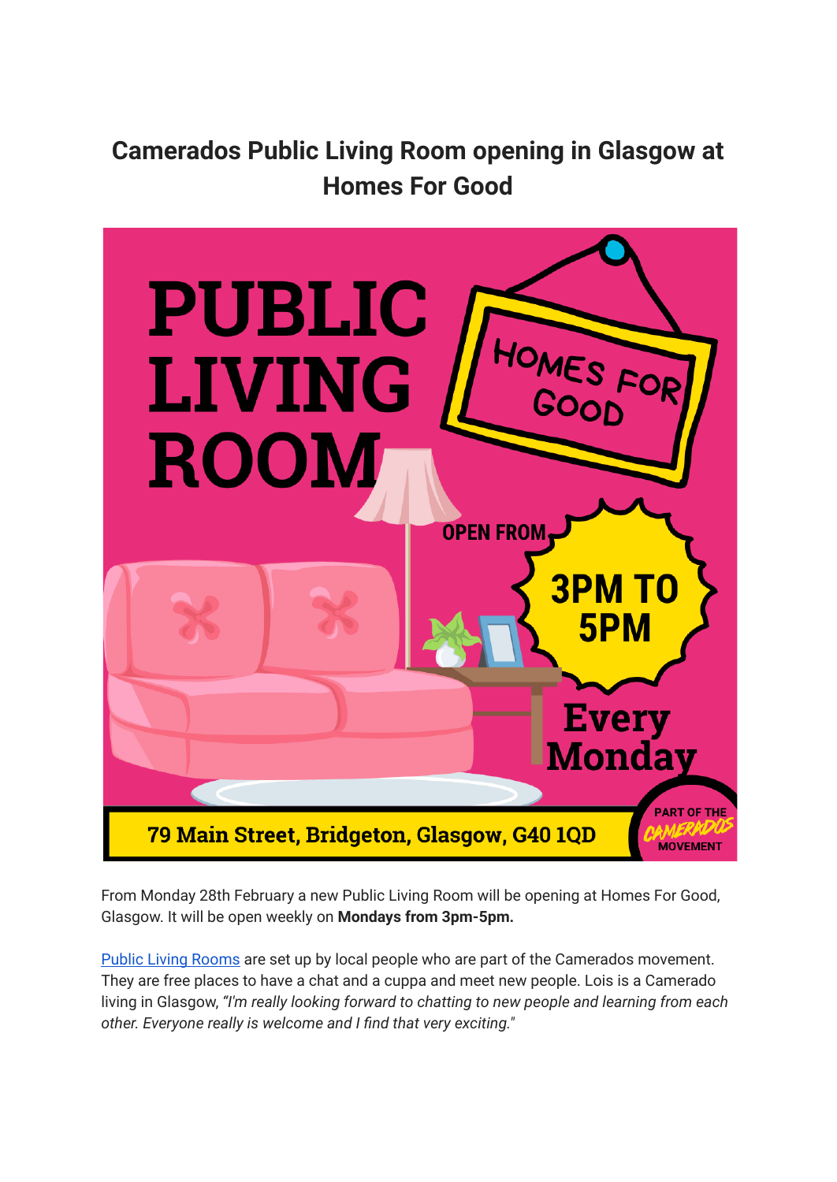# Camerados Public Living Room opening in Glasgow at Homes For Good

PUBLIC LIVING ROOM

HOMES FOR GOOD

OPEN FROM

3PM TO 5PM

Every Monday

79 Main Street, Bridgeton, Glasgow, G40 1QD

PART OF THE CAMERADOS MOVEMENT

From Monday 28th February a new Public Living Room will be opening at Homes For Good, Glasgow. It will be open weekly on **Mondays from 3pm-5pm.**

Public Living Rooms are set up by local people who are part of the Camerados movement. They are free places to have a chat and a cuppa and meet new people. Lois is a Camerado living in Glasgow, *"I'm really looking forward to chatting to new people and learning from each other. Everyone really is welcome and I find that very exciting."*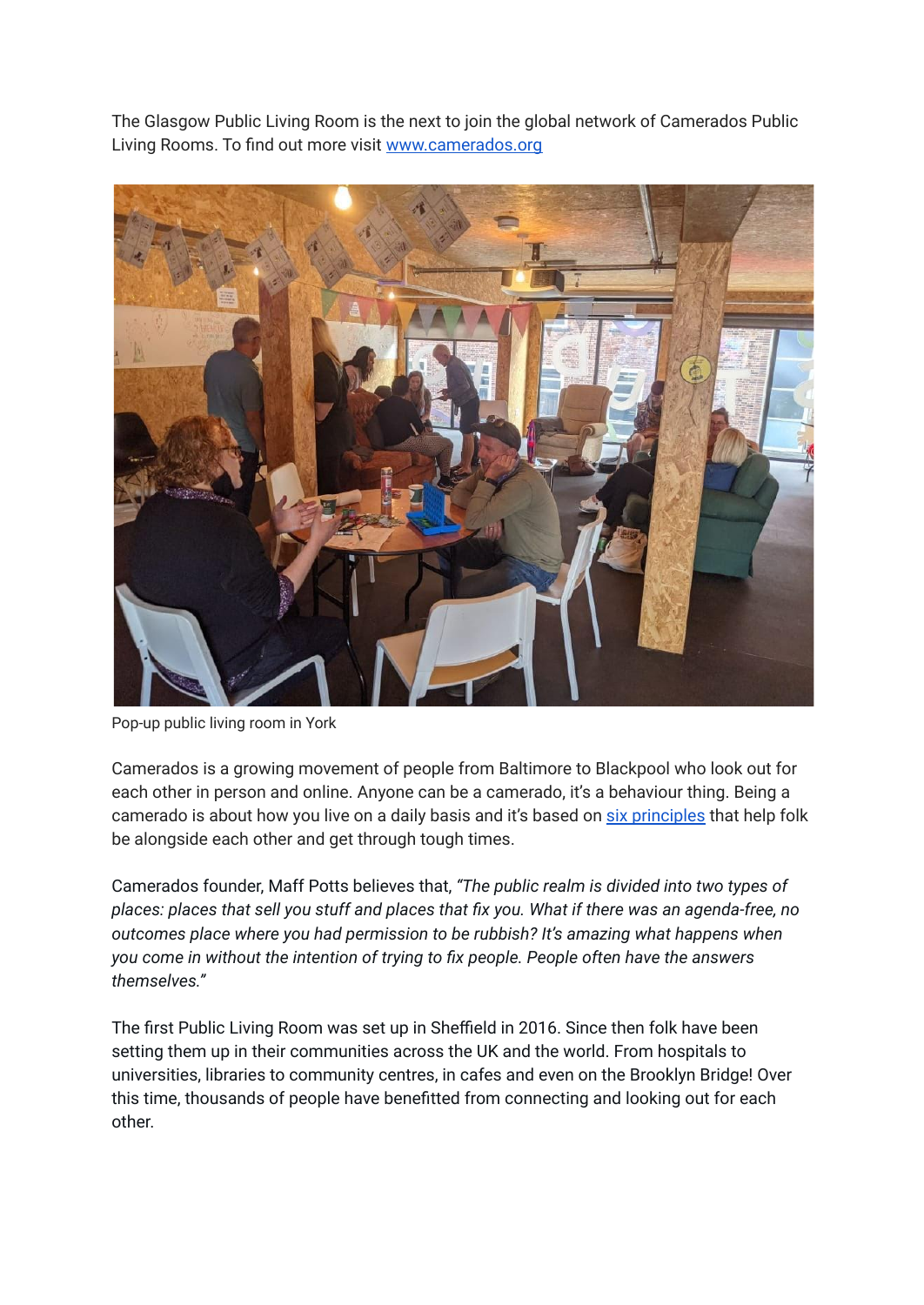The Glasgow Public Living Room is the next to join the global network of Camerados Public Living Rooms. To find out more visit [www.camerados.org](http://www.camerados.org)

Pop-up public living room in York

Camerados is a growing movement of people from Baltimore to Blackpool who look out for each other in person and online. Anyone can be a camerado, it's a behaviour thing. Being a camerado is about how you live on a daily basis and it's based on [six principles](#) that help folk be alongside each other and get through tough times.

Camerados founder, Maff Potts believes that, *"The public realm is divided into two types of places: places that sell you stuff and places that fix you. What if there was an agenda-free, no outcomes place where you had permission to be rubbish? It's amazing what happens when you come in without the intention of trying to fix people. People often have the answers themselves."*

The first Public Living Room was set up in Sheffield in 2016. Since then folk have been setting them up in their communities across the UK and the world. From hospitals to universities, libraries to community centres, in cafes and even on the Brooklyn Bridge! Over this time, thousands of people have benefitted from connecting and looking out for each other.